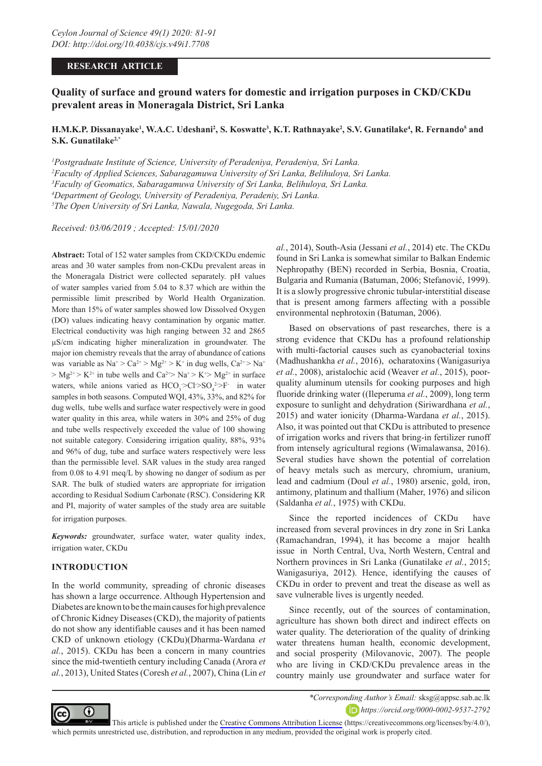RESEARCH ARTICLE

# Quality of surface and ground waters for domestic and irrigation purposes in CKD/CKDu prevalent areas in Moneragala District, Sri Lanka

**H.M.K.P. Dissanayake[1], W.A.C. Udeshani[2], S. Koswatte[3], K.T. Rathnayake[2], S.V. Gunatilake[4], R. Fernando[5] and S.K. Gunatilake[2,*]**

*[1]Postgraduate Institute of Science, University of Peradeniya, Peradeniya, Sri Lanka.*
*[2]Faculty of Applied Sciences, Sabaragamuwa University of Sri Lanka, Belihuloya, Sri Lanka.*
*[3]Faculty of Geomatics, Sabaragamuwa University of Sri Lanka, Belihuloya, Sri Lanka.*
*[4]Department of Geology, University of Peradeniya, Peradeniy, Sri Lanka.*
*[5]The Open University of Sri Lanka, Nawala, Nugegoda, Sri Lanka.*

*Received: 03/06/2019 ; Accepted: 15/01/2020*

**Abstract:** Total of 152 water samples from CKD/CKDu endemic areas and 30 water samples from non-CKDu prevalent areas in the Moneragala District were collected separately. pH values of water samples varied from 5.04 to 8.37 which are within the permissible limit prescribed by World Health Organization. More than 15% of water samples showed low Dissolved Oxygen (DO) values indicating heavy contamination by organic matter. Electrical conductivity was high ranging between 32 and 2865 µS/cm indicating higher mineralization in groundwater. The major ion chemistry reveals that the array of abundance of cations was variable as $Na^+ > Ca^{2+} > Mg^{2+} > K^+$ in dug wells, $Ca^{2+} > Na^+ > Mg^{2+} > K^{2+}$ in tube wells and $Ca^{2+} > Na^+ > K^+ > Mg^{2+}$ in surface waters, while anions varied as $HCO_3^- > Cl^- > SO_4^{2-} > F^-$ in water samples in both seasons. Computed WQI, 43%, 33%, and 82% for dug wells, tube wells and surface water respectively were in good water quality in this area, while waters in 30% and 25% of dug and tube wells respectively exceeded the value of 100 showing not suitable category. Considering irrigation quality, 88%, 93% and 96% of dug, tube and surface waters respectively were less than the permissible level. SAR values in the study area ranged from 0.08 to 4.91 meq/L by showing no danger of sodium as per SAR. The bulk of studied waters are appropriate for irrigation according to Residual Sodium Carbonate (RSC). Considering KR and PI, majority of water samples of the study area are suitable for irrigation purposes.

***Keywords:*** groundwater, surface water, water quality index, irrigation water, CKDu

## INTRODUCTION

In the world community, spreading of chronic diseases has shown a large occurrence. Although Hypertension and Diabetes are known to be the main causes for high prevalence of Chronic Kidney Diseases (CKD), the majority of patients do not show any identifiable causes and it has been named CKD of unknown etiology (CKDu)(Dharma-Wardana *et al.*, 2015). CKDu has been a concern in many countries since the mid-twentieth century including Canada (Arora *et al.*, 2013), United States (Coresh *et al.*, 2007), China (Lin *et al.*, 2014), South-Asia (Jessani *et al.*, 2014) etc. The CKDu found in Sri Lanka is somewhat similar to Balkan Endemic Nephropathy (BEN) recorded in Serbia, Bosnia, Croatia, Bulgaria and Rumania (Batuman, 2006; Stefanović, 1999). It is a slowly progressive chronic tubular-interstitial disease that is present among farmers affecting with a possible environmental nephrotoxin (Batuman, 2006).

Based on observations of past researches, there is a strong evidence that CKDu has a profound relationship with multi-factorial causes such as cyanobacterial toxins (Madhushankha *et al.*, 2016), ocharatoxins (Wanigasuriya *et al.*, 2008), aristalochic acid (Weaver *et al.*, 2015), poor-quality aluminum utensils for cooking purposes and high fluoride drinking water ((Ileperuma *et al.*, 2009), long term exposure to sunlight and dehydration (Siriwardhana *et al.*, 2015) and water ionicity (Dharma-Wardana *et al.*, 2015). Also, it was pointed out that CKDu is attributed to presence of irrigation works and rivers that bring-in fertilizer runoff from intensely agricultural regions (Wimalawansa, 2016). Several studies have shown the potential of correlation of heavy metals such as mercury, chromium, uranium, lead and cadmium (Doul *et al.*, 1980) arsenic, gold, iron, antimony, platinum and thallium (Maher, 1976) and silicon (Saldanha *et al.*, 1975) with CKDu.

Since the reported incidences of CKDu have increased from several provinces in dry zone in Sri Lanka (Ramachandran, 1994), it has become a major health issue in North Central, Uva, North Western, Central and Northern provinces in Sri Lanka (Gunatilake *et al.*, 2015; Wanigasuriya, 2012). Hence, identifying the causes of CKDu in order to prevent and treat the disease as well as save vulnerable lives is urgently needed.

Since recently, out of the sources of contamination, agriculture has shown both direct and indirect effects on water quality. The deterioration of the quality of drinking water threatens human health, economic development, and social prosperity (Milovanovic, 2007). The people who are living in CKD/CKDu prevalence areas in the country mainly use groundwater and surface water for

*\*Corresponding Author's Email:* sksg@appsc.sab.ac.lk
https://orcid.org/0000-0002-9537-2792

This article is published under the Creative Commons Attribution License (https://creativecommons.org/licenses/by/4.0/), which permits unrestricted use, distribution, and reproduction in any medium, provided the original work is properly cited.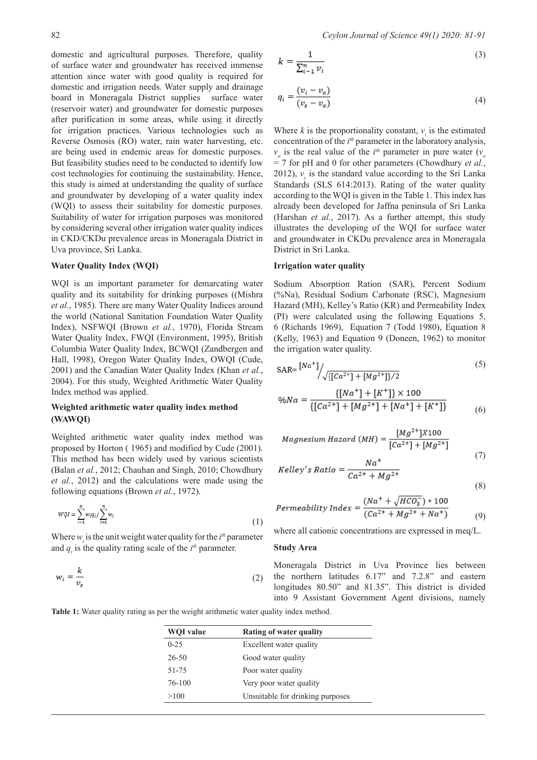domestic and agricultural purposes. Therefore, quality of surface water and groundwater has received immense attention since water with good quality is required for domestic and irrigation needs. Water supply and drainage board in Moneragala District supplies surface water (reservoir water) and groundwater for domestic purposes after purification in some areas, while using it directly for irrigation practices. Various technologies such as Reverse Osmosis (RO) water, rain water harvesting, etc. are being used in endemic areas for domestic purposes. But feasibility studies need to be conducted to identify low cost technologies for continuing the sustainability. Hence, this study is aimed at understanding the quality of surface and groundwater by developing of a water quality index (WQI) to assess their suitability for domestic purposes. Suitability of water for irrigation purposes was monitored by considering several other irrigation water quality indices in CKD/CKDu prevalence areas in Moneragala District in Uva province, Sri Lanka.

### Water Quality Index (WQI)

WQI is an important parameter for demarcating water quality and its suitability for drinking purposes ((Mishra *et al.*, 1985). There are many Water Quality Indices around the world (National Sanitation Foundation Water Quality Index), NSFWQI (Brown *et al.*, 1970), Florida Stream Water Quality Index, FWQI (Environment, 1995), British Columbia Water Quality Index, BCWQI (Zandbergen and Hall, 1998), Oregon Water Quality Index, OWQI (Cude, 2001) and the Canadian Water Quality Index (Khan *et al.*, 2004). For this study, Weighted Arithmetic Water Quality Index method was applied.

### Weighted arithmetic water quality index method (WAWQI)

Weighted arithmetic water quality index method was proposed by Horton ( 1965) and modified by Cude (2001). This method has been widely used by various scientists (Balan *et al.*, 2012; Chauhan and Singh, 2010; Chowdhury *et al.*, 2012) and the calculations were made using the following equations (Brown *et al.*, 1972).

$$WQI = \sum_{i=1}^{n} w_i q_i / \sum_{i=1}^{n} w_i \tag{1}$$

Where $w_i$ is the unit weight water quality for the $i^{th}$ parameter and $q_i$ is the quality rating scale of the $i^{th}$ parameter.

$$w_i = \frac{k}{v_s} \tag{2}$$

$$k = \frac{1}{\sum_{i-1}^{n} v_i} \tag{3}$$

$$q_i = \frac{(v_i - v_o)}{(v_s - v_o)} \tag{4}$$

Where $k$ is the proportionality constant, $v_i$ is the estimated concentration of the $i^{th}$ parameter in the laboratory analysis, $v_o$ is the real value of the $i^{th}$ parameter in pure water ($v_o$ = 7 for pH and 0 for other parameters (Chowdhury *et al.*, 2012), $v_s$ is the standard value according to the Sri Lanka Standards (SLS 614:2013). Rating of the water quality according to the WQI is given in the Table 1. This index has already been developed for Jaffna peninsula of Sri Lanka (Harshan *et al.*, 2017). As a further attempt, this study illustrates the developing of the WQI for surface water and groundwater in CKDu prevalence area in Moneragala District in Sri Lanka.

### Irrigation water quality

Sodium Absorption Ration (SAR), Percent Sodium (%Na), Residual Sodium Carbonate (RSC), Magnesium Hazard (MH), Kelley's Ratio (KR) and Permeability Index (PI) were calculated using the following Equations 5, 6 (Richards 1969), Equation 7 (Todd 1980), Equation 8 (Kelly, 1963) and Equation 9 (Doneen, 1962) to monitor the irrigation water quality.

$$SAR = [Na^+] \Big/ \sqrt{\{[Ca^{2+}] + [Mg^{2+}]\}/2} \tag{5}$$

$$\%Na = \frac{\{[Na^+] + [K^+]\} \times 100}{\{[Ca^{2+}] + [Mg^{2+}] + [Na^+] + [K^+]\}} \tag{6}$$

$$Magnesium\ Hazard\ (MH) = \frac{[Mg^{2+}] X 100}{[Ca^{2+}] + [Mg^{2+}]} \tag{7}$$

$$Kelley's\ Ratio = \frac{Na^+}{Ca^{2+} + Mg^{2+}} \tag{8}$$

$$Permeability\ Index = \frac{(Na^+ + \sqrt{HCO_3^-}) * 100}{(Ca^{2+} + Mg^{2+} + Na^+)} \tag{9}$$

where all cationic concentrations are expressed in meq/L.

### Study Area

Moneragala District in Uva Province lies between the northern latitudes 6.17" and 7.2.8" and eastern longitudes 80.50" and 81.35". This district is divided into 9 Assistant Government Agent divisions, namely

**Table 1:** Water quality rating as per the weight arithmetic water quality index method.

| WQI value | Rating of water quality |
|---|---|
| 0-25 | Excellent water quality |
| 26-50 | Good water quality |
| 51-75 | Poor water quality |
| 76-100 | Very poor water quality |
| >100 | Unsuitable for drinking purposes |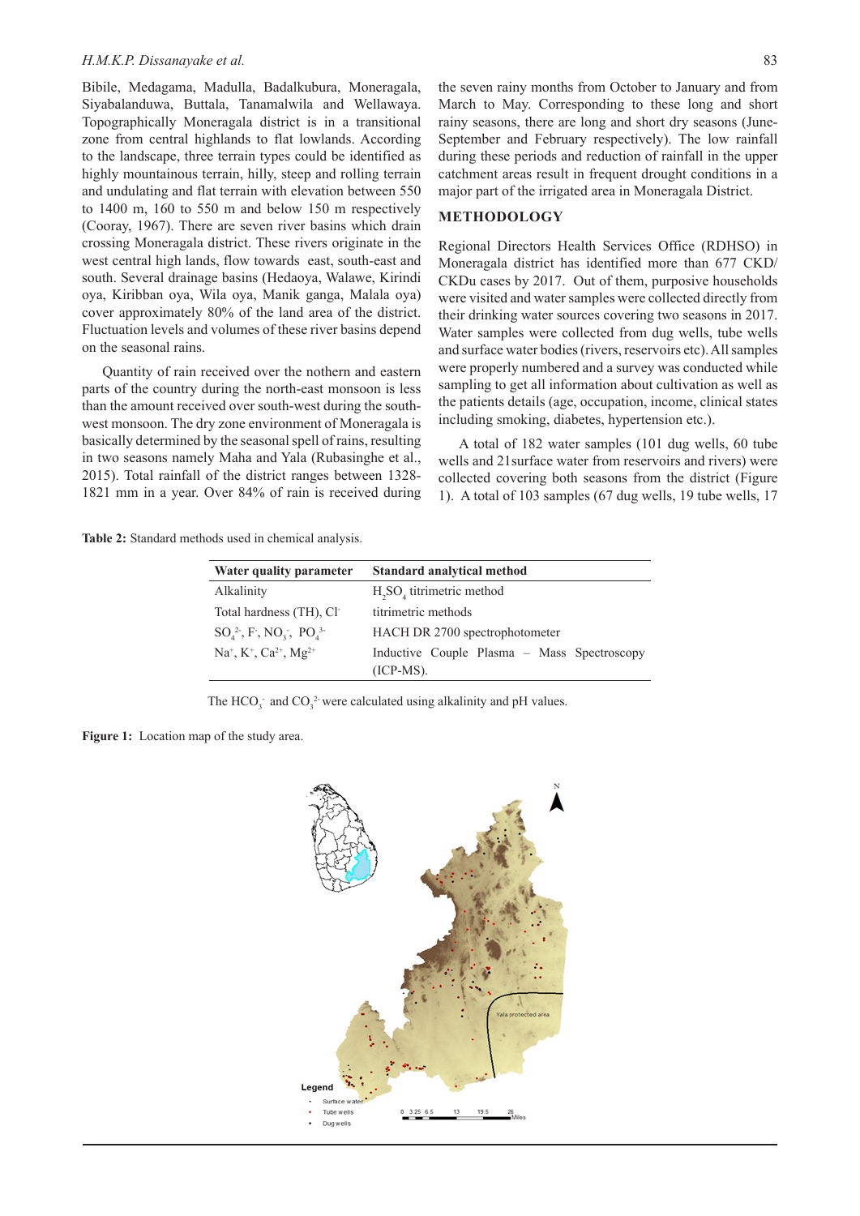Bibile, Medagama, Madulla, Badalkubura, Moneragala, Siyabalanduwa, Buttala, Tanamalwila and Wellawaya. Topographically Moneragala district is in a transitional zone from central highlands to flat lowlands. According to the landscape, three terrain types could be identified as highly mountainous terrain, hilly, steep and rolling terrain and undulating and flat terrain with elevation between 550 to 1400 m, 160 to 550 m and below 150 m respectively (Cooray, 1967). There are seven river basins which drain crossing Moneragala district. These rivers originate in the west central high lands, flow towards east, south-east and south. Several drainage basins (Hedaoya, Walawe, Kirindi oya, Kiribban oya, Wila oya, Manik ganga, Malala oya) cover approximately 80% of the land area of the district. Fluctuation levels and volumes of these river basins depend on the seasonal rains.

Quantity of rain received over the nothern and eastern parts of the country during the north-east monsoon is less than the amount received over south-west during the south-west monsoon. The dry zone environment of Moneragala is basically determined by the seasonal spell of rains, resulting in two seasons namely Maha and Yala (Rubasinghe et al., 2015). Total rainfall of the district ranges between 1328-1821 mm in a year. Over 84% of rain is received during the seven rainy months from October to January and from March to May. Corresponding to these long and short rainy seasons, there are long and short dry seasons (June-September and February respectively). The low rainfall during these periods and reduction of rainfall in the upper catchment areas result in frequent drought conditions in a major part of the irrigated area in Moneragala District.

## METHODOLOGY

Regional Directors Health Services Office (RDHSO) in Moneragala district has identified more than 677 CKD/CKDu cases by 2017. Out of them, purposive households were visited and water samples were collected directly from their drinking water sources covering two seasons in 2017. Water samples were collected from dug wells, tube wells and surface water bodies (rivers, reservoirs etc). All samples were properly numbered and a survey was conducted while sampling to get all information about cultivation as well as the patients details (age, occupation, income, clinical states including smoking, diabetes, hypertension etc.).

A total of 182 water samples (101 dug wells, 60 tube wells and 21surface water from reservoirs and rivers) were collected covering both seasons from the district (Figure 1). A total of 103 samples (67 dug wells, 19 tube wells, 17

**Table 2:** Standard methods used in chemical analysis.

| Water quality parameter | Standard analytical method |
|---|---|
| Alkalinity | $H_2SO_4$ titrimetric method |
| Total hardness (TH), $Cl^-$ | titrimetric methods |
| $SO_4^{2-}$, $F^-$, $NO_3^-$, $PO_4^{3-}$ | HACH DR 2700 spectrophotometer |
| $Na^+$, $K^+$, $Ca^{2+}$, $Mg^{2+}$ | Inductive Couple Plasma – Mass Spectroscopy (ICP-MS). |

The $HCO_3^-$ and $CO_3^{2-}$ were calculated using alkalinity and pH values.

**Figure 1:** Location map of the study area.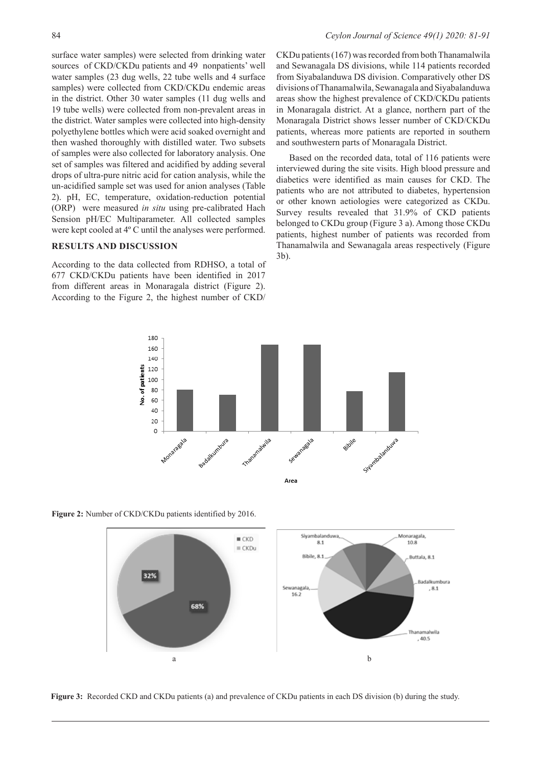surface water samples) were selected from drinking water sources of CKD/CKDu patients and 49 nonpatients' well water samples (23 dug wells, 22 tube wells and 4 surface samples) were collected from CKD/CKDu endemic areas in the district. Other 30 water samples (11 dug wells and 19 tube wells) were collected from non-prevalent areas in the district. Water samples were collected into high-density polyethylene bottles which were acid soaked overnight and then washed thoroughly with distilled water. Two subsets of samples were also collected for laboratory analysis. One set of samples was filtered and acidified by adding several drops of ultra-pure nitric acid for cation analysis, while the un-acidified sample set was used for anion analyses (Table 2). pH, EC, temperature, oxidation-reduction potential (ORP) were measured *in situ* using pre-calibrated Hach Sension pH/EC Multiparameter. All collected samples were kept cooled at 4º C until the analyses were performed.

## RESULTS AND DISCUSSION

According to the data collected from RDHSO, a total of 677 CKD/CKDu patients have been identified in 2017 from different areas in Monaragala district (Figure 2). According to the Figure 2, the highest number of CKD/CKDu patients (167) was recorded from both Thanamalwila and Sewanagala DS divisions, while 114 patients recorded from Siyabalanduwa DS division. Comparatively other DS divisions of Thanamalwila, Sewanagala and Siyabalanduwa areas show the highest prevalence of CKD/CKDu patients in Monaragala district. At a glance, northern part of the Monaragala District shows lesser number of CKD/CKDu patients, whereas more patients are reported in southern and southwestern parts of Monaragala District.

Based on the recorded data, total of 116 patients were interviewed during the site visits. High blood pressure and diabetics were identified as main causes for CKD. The patients who are not attributed to diabetes, hypertension or other known aetiologies were categorized as CKDu. Survey results revealed that 31.9% of CKD patients belonged to CKDu group (Figure 3 a). Among those CKDu patients, highest number of patients was recorded from Thanamalwila and Sewanagala areas respectively (Figure 3b).

**Figure 2:** Number of CKD/CKDu patients identified by 2016.

**Figure 3:** Recorded CKD and CKDu patients (a) and prevalence of CKDu patients in each DS division (b) during the study.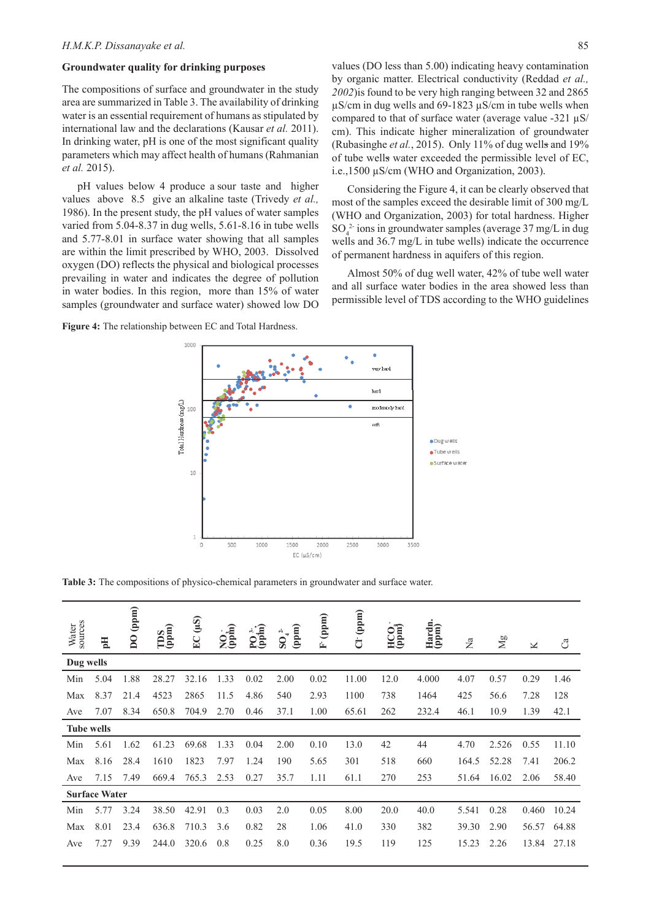### Groundwater quality for drinking purposes

The compositions of surface and groundwater in the study area are summarized in Table 3. The availability of drinking water is an essential requirement of humans as stipulated by international law and the declarations (Kausar *et al.* 2011). In drinking water, pH is one of the most significant quality parameters which may affect health of humans (Rahmanian *et al.* 2015).

pH values below 4 produce a sour taste and higher values above 8.5 give an alkaline taste (Trivedy *et al.,* 1986). In the present study, the pH values of water samples varied from 5.04-8.37 in dug wells, 5.61-8.16 in tube wells and 5.77-8.01 in surface water showing that all samples are within the limit prescribed by WHO, 2003. Dissolved oxygen (DO) reflects the physical and biological processes prevailing in water and indicates the degree of pollution in water bodies. In this region, more than 15% of water samples (groundwater and surface water) showed low DO values (DO less than 5.00) indicating heavy contamination by organic matter. Electrical conductivity (Reddad *et al., 2002*)is found to be very high ranging between 32 and 2865 µS/cm in dug wells and 69-1823 µS/cm in tube wells when compared to that of surface water (average value -321 µS/cm). This indicate higher mineralization of groundwater (Rubasinghe *et al.*, 2015). Only 11% of dug wells and 19% of tube wells water exceeded the permissible level of EC, i.e.,1500 µS/cm (WHO and Organization, 2003).

Considering the Figure 4, it can be clearly observed that most of the samples exceed the desirable limit of 300 mg/L (WHO and Organization, 2003) for total hardness. Higher $SO_4^{2-}$ ions in groundwater samples (average 37 mg/L in dug wells and 36.7 mg/L in tube wells) indicate the occurrence of permanent hardness in aquifers of this region.

Almost 50% of dug well water, 42% of tube well water and all surface water bodies in the area showed less than permissible level of TDS according to the WHO guidelines

**Figure 4:** The relationship between EC and Total Hardness.

**Table 3:** The compositions of physico-chemical parameters in groundwater and surface water.

| Water sources | pH | DO (ppm) | TDS (ppm) | EC (µS) | $NO_3^-$ (ppm) | $PO_4^{3-}$ (ppm) | $SO_4^{2-}$ (ppm) | $F^-$ (ppm) | $Cl^-$ (ppm) | $HCO_3^-$ (ppm) | Hardn. (ppm) | Na | Mg | K | Ca |
|---|---|---|---|---|---|---|---|---|---|---|---|---|---|---|---|
| **Dug wells** | | | | | | | | | | | | | | | |
| Min | 5.04 | 1.88 | 28.27 | 32.16 | 1.33 | 0.02 | 2.00 | 0.02 | 11.00 | 12.0 | 4.000 | 4.07 | 0.57 | 0.29 | 1.46 |
| Max | 8.37 | 21.4 | 4523 | 2865 | 11.5 | 4.86 | 540 | 2.93 | 1100 | 738 | 1464 | 425 | 56.6 | 7.28 | 128 |
| Ave | 7.07 | 8.34 | 650.8 | 704.9 | 2.70 | 0.46 | 37.1 | 1.00 | 65.61 | 262 | 232.4 | 46.1 | 10.9 | 1.39 | 42.1 |
| **Tube wells** | | | | | | | | | | | | | | | |
| Min | 5.61 | 1.62 | 61.23 | 69.68 | 1.33 | 0.04 | 2.00 | 0.10 | 13.0 | 42 | 44 | 4.70 | 2.526 | 0.55 | 11.10 |
| Max | 8.16 | 28.4 | 1610 | 1823 | 7.97 | 1.24 | 190 | 5.65 | 301 | 518 | 660 | 164.5 | 52.28 | 7.41 | 206.2 |
| Ave | 7.15 | 7.49 | 669.4 | 765.3 | 2.53 | 0.27 | 35.7 | 1.11 | 61.1 | 270 | 253 | 51.64 | 16.02 | 2.06 | 58.40 |
| **Surface Water** | | | | | | | | | | | | | | | |
| Min | 5.77 | 3.24 | 38.50 | 42.91 | 0.3 | 0.03 | 2.0 | 0.05 | 8.00 | 20.0 | 40.0 | 5.541 | 0.28 | 0.460 | 10.24 |
| Max | 8.01 | 23.4 | 636.8 | 710.3 | 3.6 | 0.82 | 28 | 1.06 | 41.0 | 330 | 382 | 39.30 | 2.90 | 56.57 | 64.88 |
| Ave | 7.27 | 9.39 | 244.0 | 320.6 | 0.8 | 0.25 | 8.0 | 0.36 | 19.5 | 119 | 125 | 15.23 | 2.26 | 13.84 | 27.18 |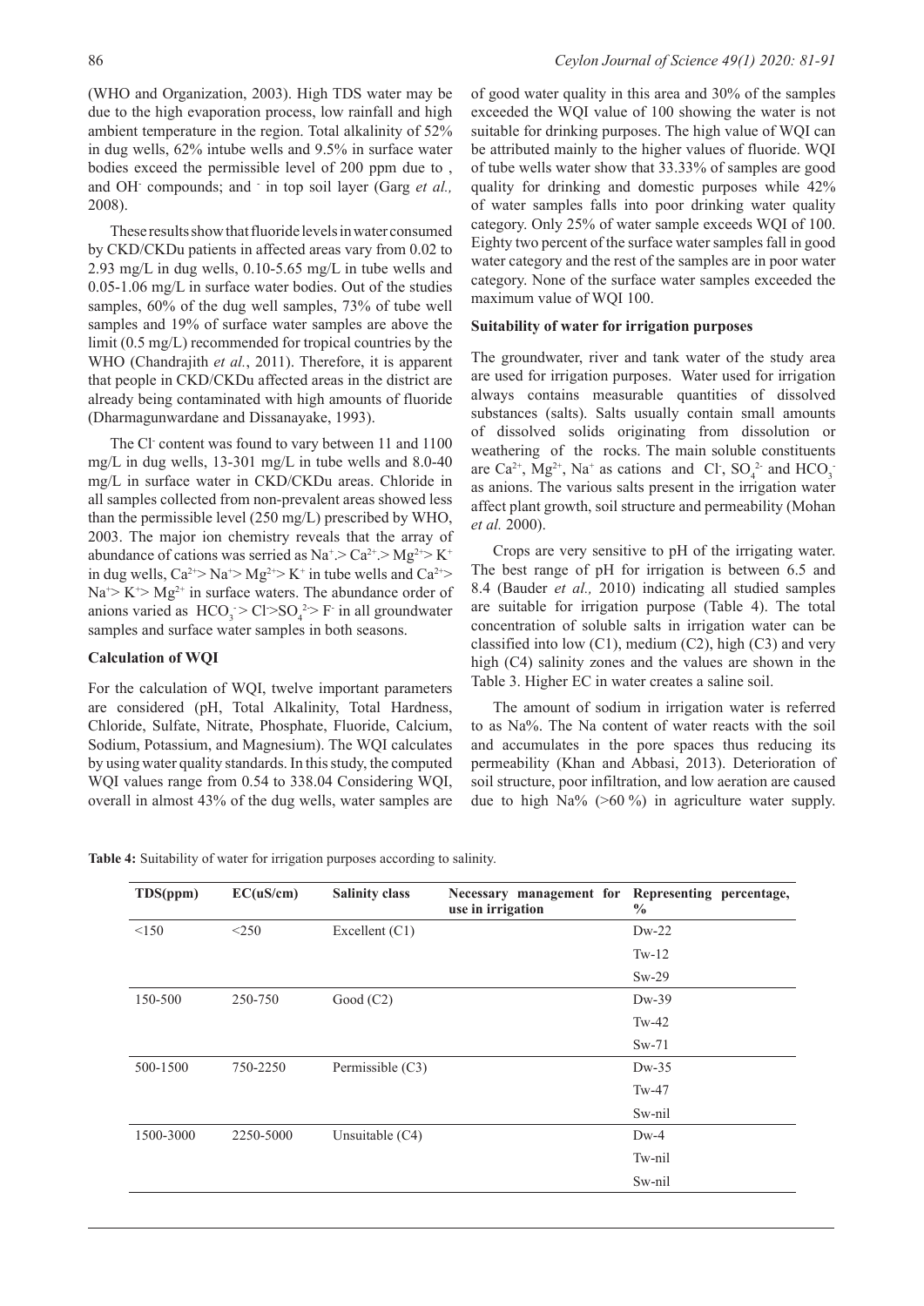(WHO and Organization, 2003). High TDS water may be due to the high evaporation process, low rainfall and high ambient temperature in the region. Total alkalinity of 52% in dug wells, 62% intube wells and 9.5% in surface water bodies exceed the permissible level of 200 ppm due to , and $OH^-$ compounds; and $^-$ in top soil layer (Garg *et al.,* 2008).

These results show that fluoride levels in water consumed by CKD/CKDu patients in affected areas vary from 0.02 to 2.93 mg/L in dug wells, 0.10-5.65 mg/L in tube wells and 0.05-1.06 mg/L in surface water bodies. Out of the studies samples, 60% of the dug well samples, 73% of tube well samples and 19% of surface water samples are above the limit (0.5 mg/L) recommended for tropical countries by the WHO (Chandrajith *et al.*, 2011). Therefore, it is apparent that people in CKD/CKDu affected areas in the district are already being contaminated with high amounts of fluoride (Dharmagunwardane and Dissanayake, 1993).

The $Cl^-$ content was found to vary between 11 and 1100 mg/L in dug wells, 13-301 mg/L in tube wells and 8.0-40 mg/L in surface water in CKD/CKDu areas. Chloride in all samples collected from non-prevalent areas showed less than the permissible level (250 mg/L) prescribed by WHO, 2003. The major ion chemistry reveals that the array of abundance of cations was serried as $Na^+ > Ca^{2+} > Mg^{2+} > K^+$ in dug wells, $Ca^{2+} > Na^+ > Mg^{2+} > K^+$ in tube wells and $Ca^{2+} > Na^+ > K^+ > Mg^{2+}$ in surface waters. The abundance order of anions varied as $HCO_3^- > Cl^- > SO_4^{2-} > F^-$ in all groundwater samples and surface water samples in both seasons.

**Calculation of WQI**

For the calculation of WQI, twelve important parameters are considered (pH, Total Alkalinity, Total Hardness, Chloride, Sulfate, Nitrate, Phosphate, Fluoride, Calcium, Sodium, Potassium, and Magnesium). The WQI calculates by using water quality standards. In this study, the computed WQI values range from 0.54 to 338.04 Considering WQI, overall in almost 43% of the dug wells, water samples are of good water quality in this area and 30% of the samples exceeded the WQI value of 100 showing the water is not suitable for drinking purposes. The high value of WQI can be attributed mainly to the higher values of fluoride. WQI of tube wells water show that 33.33% of samples are good quality for drinking and domestic purposes while 42% of water samples falls into poor drinking water quality category. Only 25% of water sample exceeds WQI of 100. Eighty two percent of the surface water samples fall in good water category and the rest of the samples are in poor water category. None of the surface water samples exceeded the maximum value of WQI 100.

**Suitability of water for irrigation purposes**

The groundwater, river and tank water of the study area are used for irrigation purposes. Water used for irrigation always contains measurable quantities of dissolved substances (salts). Salts usually contain small amounts of dissolved solids originating from dissolution or weathering of the rocks. The main soluble constituents are $Ca^{2+}$, $Mg^{2+}$, $Na^+$ as cations and $Cl^-$, $SO_4^{2-}$ and $HCO_3^-$ as anions. The various salts present in the irrigation water affect plant growth, soil structure and permeability (Mohan *et al.* 2000).

Crops are very sensitive to pH of the irrigating water. The best range of pH for irrigation is between 6.5 and 8.4 (Bauder *et al.,* 2010) indicating all studied samples are suitable for irrigation purpose (Table 4). The total concentration of soluble salts in irrigation water can be classified into low (C1), medium (C2), high (C3) and very high (C4) salinity zones and the values are shown in the Table 3. Higher EC in water creates a saline soil.

The amount of sodium in irrigation water is referred to as Na%. The Na content of water reacts with the soil and accumulates in the pore spaces thus reducing its permeability (Khan and Abbasi, 2013). Deterioration of soil structure, poor infiltration, and low aeration are caused due to high Na% (>60 %) in agriculture water supply.

**Table 4:** Suitability of water for irrigation purposes according to salinity.

| TDS(ppm) | EC(uS/cm) | Salinity class | Necessary management for use in irrigation | Representing percentage, % |
|---|---|---|---|---|
| <150 | <250 | Excellent (C1) | | Dw-22 |
| | | | | Tw-12 |
| | | | | Sw-29 |
| 150-500 | 250-750 | Good (C2) | | Dw-39 |
| | | | | Tw-42 |
| | | | | Sw-71 |
| 500-1500 | 750-2250 | Permissible (C3) | | Dw-35 |
| | | | | Tw-47 |
| | | | | Sw-nil |
| 1500-3000 | 2250-5000 | Unsuitable (C4) | | Dw-4 |
| | | | | Tw-nil |
| | | | | Sw-nil |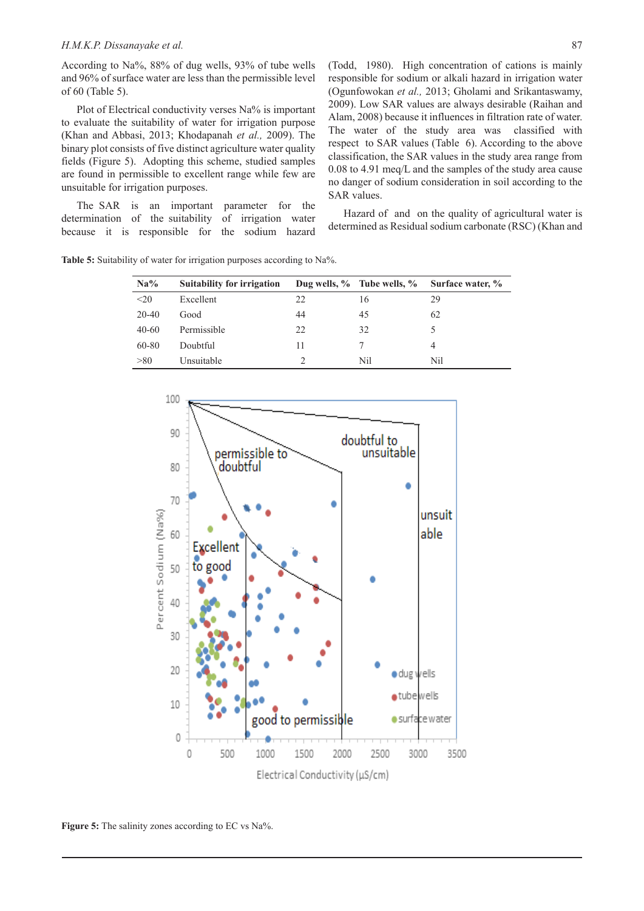According to Na%, 88% of dug wells, 93% of tube wells and 96% of surface water are less than the permissible level of 60 (Table 5).

Plot of Electrical conductivity verses Na% is important to evaluate the suitability of water for irrigation purpose (Khan and Abbasi, 2013; Khodapanah *et al.,* 2009). The binary plot consists of five distinct agriculture water quality fields (Figure 5). Adopting this scheme, studied samples are found in permissible to excellent range while few are unsuitable for irrigation purposes.

The SAR is an important parameter for the determination of the suitability of irrigation water because it is responsible for the sodium hazard (Todd, 1980). High concentration of cations is mainly responsible for sodium or alkali hazard in irrigation water (Ogunfowokan *et al.,* 2013; Gholami and Srikantaswamy, 2009). Low SAR values are always desirable (Raihan and Alam, 2008) because it influences in filtration rate of water. The water of the study area was classified with respect to SAR values (Table 6). According to the above classification, the SAR values in the study area range from 0.08 to 4.91 meq/L and the samples of the study area cause no danger of sodium consideration in soil according to the SAR values.

Hazard of and on the quality of agricultural water is determined as Residual sodium carbonate (RSC) (Khan and

**Table 5:** Suitability of water for irrigation purposes according to Na%.

| Na% | Suitability for irrigation | Dug wells, % | Tube wells, % | Surface water, % |
|---|---|---|---|---|
| <20 | Excellent | 22 | 16 | 29 |
| 20-40 | Good | 44 | 45 | 62 |
| 40-60 | Permissible | 22 | 32 | 5 |
| 60-80 | Doubtful | 11 | 7 | 4 |
| >80 | Unsuitable | 2 | Nil | Nil |

**Figure 5:** The salinity zones according to EC vs Na%.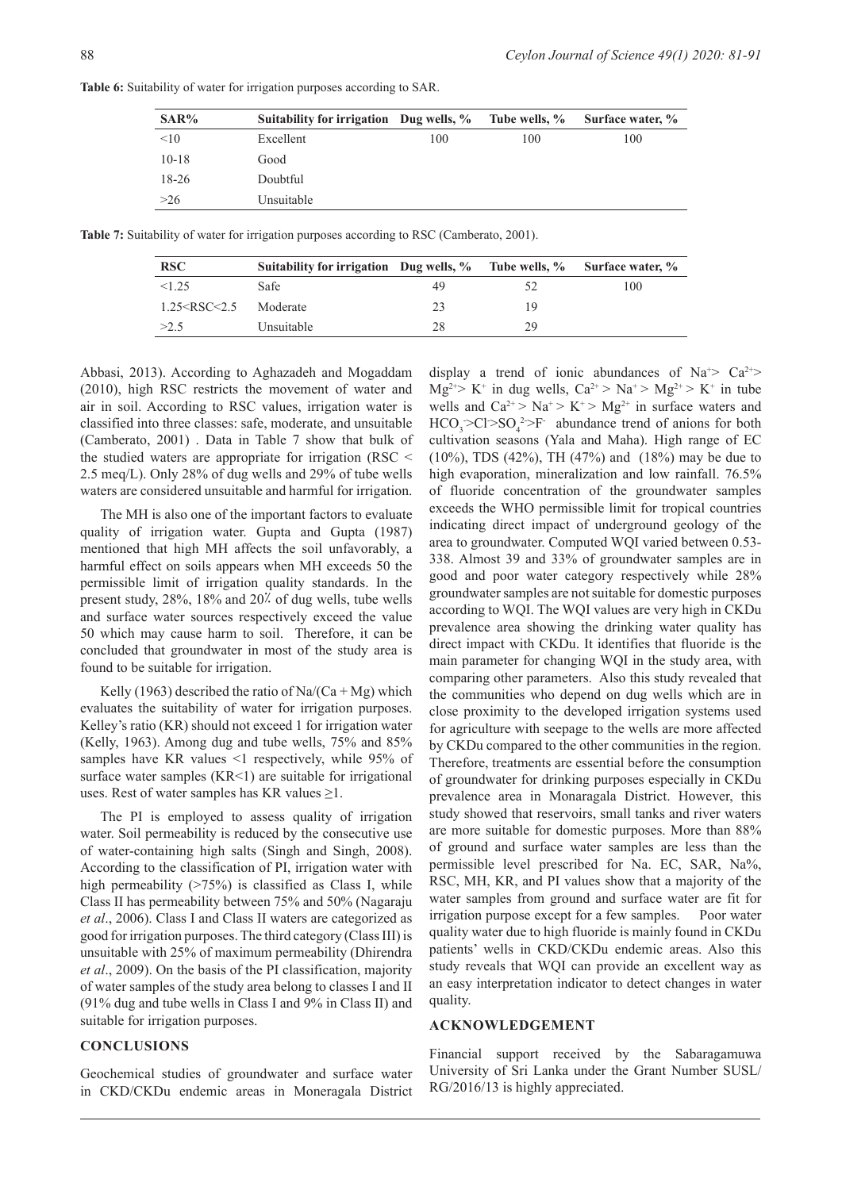**Table 6:** Suitability of water for irrigation purposes according to SAR.

| SAR% | Suitability for irrigation | Dug wells, % | Tube wells, % | Surface water, % |
|---|---|---|---|---|
| <10 | Excellent | 100 | 100 | 100 |
| 10-18 | Good | | | |
| 18-26 | Doubtful | | | |
| >26 | Unsuitable | | | |

**Table 7:** Suitability of water for irrigation purposes according to RSC (Camberato, 2001).

| RSC | Suitability for irrigation | Dug wells, % | Tube wells, % | Surface water, % |
|---|---|---|---|---|
| <1.25 | Safe | 49 | 52 | 100 |
| 1.25<RSC<2.5 | Moderate | 23 | 19 | |
| >2.5 | Unsuitable | 28 | 29 | |

Abbasi, 2013). According to Aghazadeh and Mogaddam (2010), high RSC restricts the movement of water and air in soil. According to RSC values, irrigation water is classified into three classes: safe, moderate, and unsuitable (Camberato, 2001) . Data in Table 7 show that bulk of the studied waters are appropriate for irrigation (RSC < 2.5 meq/L). Only 28% of dug wells and 29% of tube wells waters are considered unsuitable and harmful for irrigation.

The MH is also one of the important factors to evaluate quality of irrigation water. Gupta and Gupta (1987) mentioned that high MH affects the soil unfavorably, a harmful effect on soils appears when MH exceeds 50 the permissible limit of irrigation quality standards. In the present study, 28%, 18% and 20% of dug wells, tube wells and surface water sources respectively exceed the value 50 which may cause harm to soil. Therefore, it can be concluded that groundwater in most of the study area is found to be suitable for irrigation.

Kelly (1963) described the ratio of Na/(Ca + Mg) which evaluates the suitability of water for irrigation purposes. Kelley's ratio (KR) should not exceed 1 for irrigation water (Kelly, 1963). Among dug and tube wells, 75% and 85% samples have KR values <1 respectively, while 95% of surface water samples (KR<1) are suitable for irrigational uses. Rest of water samples has KR values ≥1.

The PI is employed to assess quality of irrigation water. Soil permeability is reduced by the consecutive use of water-containing high salts (Singh and Singh, 2008). According to the classification of PI, irrigation water with high permeability (>75%) is classified as Class I, while Class II has permeability between 75% and 50% (Nagaraju *et al*., 2006). Class I and Class II waters are categorized as good for irrigation purposes. The third category (Class III) is unsuitable with 25% of maximum permeability (Dhirendra *et al*., 2009). On the basis of the PI classification, majority of water samples of the study area belong to classes I and II (91% dug and tube wells in Class I and 9% in Class II) and suitable for irrigation purposes.

## CONCLUSIONS

Geochemical studies of groundwater and surface water in CKD/CKDu endemic areas in Moneragala District display a trend of ionic abundances of $Na^{+} > Ca^{2+} > Mg^{2+} > K^{+}$ in dug wells, $Ca^{2+} > Na^{+} > Mg^{2+} > K^{+}$ in tube wells and $Ca^{2+} > Na^{+} > K^{+} > Mg^{2+}$ in surface waters and $HCO_3^{-} > Cl^{-} > SO_4^{2-} > F^{-}$ abundance trend of anions for both cultivation seasons (Yala and Maha). High range of EC (10%), TDS (42%), TH (47%) and (18%) may be due to high evaporation, mineralization and low rainfall. 76.5% of fluoride concentration of the groundwater samples exceeds the WHO permissible limit for tropical countries indicating direct impact of underground geology of the area to groundwater. Computed WQI varied between 0.53-338. Almost 39 and 33% of groundwater samples are in good and poor water category respectively while 28% groundwater samples are not suitable for domestic purposes according to WQI. The WQI values are very high in CKDu prevalence area showing the drinking water quality has direct impact with CKDu. It identifies that fluoride is the main parameter for changing WQI in the study area, with comparing other parameters. Also this study revealed that the communities who depend on dug wells which are in close proximity to the developed irrigation systems used for agriculture with seepage to the wells are more affected by CKDu compared to the other communities in the region. Therefore, treatments are essential before the consumption of groundwater for drinking purposes especially in CKDu prevalence area in Monaragala District. However, this study showed that reservoirs, small tanks and river waters are more suitable for domestic purposes. More than 88% of ground and surface water samples are less than the permissible level prescribed for Na. EC, SAR, Na%, RSC, MH, KR, and PI values show that a majority of the water samples from ground and surface water are fit for irrigation purpose except for a few samples. Poor water quality water due to high fluoride is mainly found in CKDu patients' wells in CKD/CKDu endemic areas. Also this study reveals that WQI can provide an excellent way as an easy interpretation indicator to detect changes in water quality.

## ACKNOWLEDGEMENT

Financial support received by the Sabaragamuwa University of Sri Lanka under the Grant Number SUSL/RG/2016/13 is highly appreciated.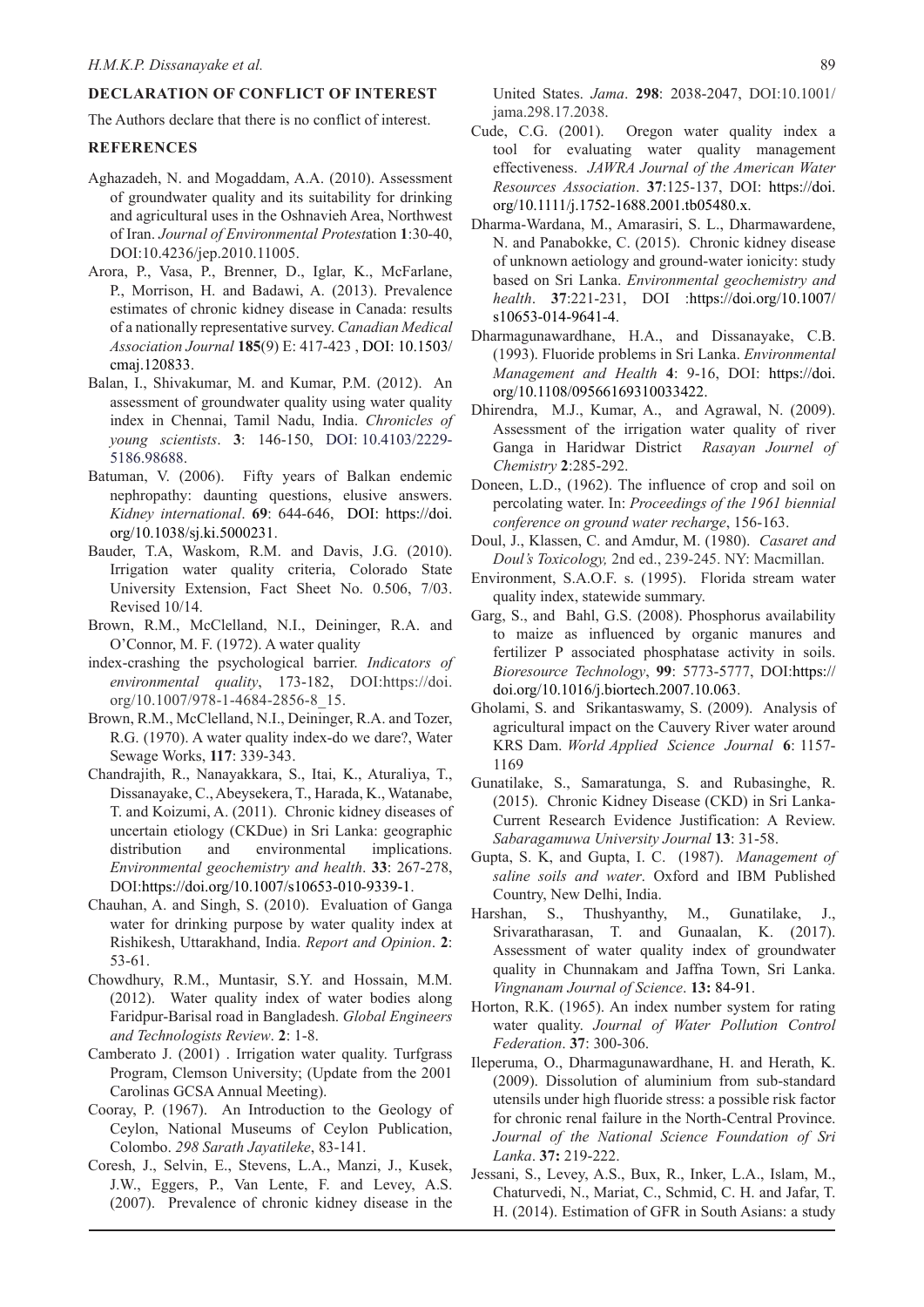## DECLARATION OF CONFLICT OF INTEREST

The Authors declare that there is no conflict of interest.

## REFERENCES

Aghazadeh, N. and Mogaddam, A.A. (2010). Assessment of groundwater quality and its suitability for drinking and agricultural uses in the Oshnavieh Area, Northwest of Iran. *Journal of Environmental Protest*ation **1**:30-40, DOI:10.4236/jep.2010.11005.

Arora, P., Vasa, P., Brenner, D., Iglar, K., McFarlane, P., Morrison, H. and Badawi, A. (2013). Prevalence estimates of chronic kidney disease in Canada: results of a nationally representative survey. *Canadian Medical Association Journal* **185**(9) E: 417-423 , DOI: 10.1503/cmaj.120833.

Balan, I., Shivakumar, M. and Kumar, P.M. (2012). An assessment of groundwater quality using water quality index in Chennai, Tamil Nadu, India. *Chronicles of young scientists*. **3**: 146-150, DOI: 10.4103/2229-5186.98688.

Batuman, V. (2006). Fifty years of Balkan endemic nephropathy: daunting questions, elusive answers. *Kidney international*. **69**: 644-646, DOI: https://doi.org/10.1038/sj.ki.5000231.

Bauder, T.A, Waskom, R.M. and Davis, J.G. (2010). Irrigation water quality criteria, Colorado State University Extension, Fact Sheet No. 0.506, 7/03. Revised 10/14.

Brown, R.M., McClelland, N.I., Deininger, R.A. and O'Connor, M. F. (1972). A water quality index-crashing the psychological barrier. *Indicators of environmental quality*, 173-182, DOI:https://doi.org/10.1007/978-1-4684-2856-8_15.

Brown, R.M., McClelland, N.I., Deininger, R.A. and Tozer, R.G. (1970). A water quality index-do we dare?, Water Sewage Works, **117**: 339-343.

Chandrajith, R., Nanayakkara, S., Itai, K., Aturaliya, T., Dissanayake, C., Abeysekera, T., Harada, K., Watanabe, T. and Koizumi, A. (2011). Chronic kidney diseases of uncertain etiology (CKDue) in Sri Lanka: geographic distribution and environmental implications. *Environmental geochemistry and health*. **33**: 267-278, DOI:https://doi.org/10.1007/s10653-010-9339-1.

Chauhan, A. and Singh, S. (2010). Evaluation of Ganga water for drinking purpose by water quality index at Rishikesh, Uttarakhand, India. *Report and Opinion*. **2**: 53-61.

Chowdhury, R.M., Muntasir, S.Y. and Hossain, M.M. (2012). Water quality index of water bodies along Faridpur-Barisal road in Bangladesh. *Global Engineers and Technologists Review*. **2**: 1-8.

Camberato J. (2001) . Irrigation water quality. Turfgrass Program, Clemson University; (Update from the 2001 Carolinas GCSA Annual Meeting).

Cooray, P. (1967). An Introduction to the Geology of Ceylon, National Museums of Ceylon Publication, Colombo. *298 Sarath Jayatileke*, 83-141.

Coresh, J., Selvin, E., Stevens, L.A., Manzi, J., Kusek, J.W., Eggers, P., Van Lente, F. and Levey, A.S. (2007). Prevalence of chronic kidney disease in the United States. *Jama*. **298**: 2038-2047, DOI:10.1001/jama.298.17.2038.

Cude, C.G. (2001). Oregon water quality index a tool for evaluating water quality management effectiveness. *JAWRA Journal of the American Water Resources Association*. **37**:125-137, DOI: https://doi.org/10.1111/j.1752-1688.2001.tb05480.x.

Dharma-Wardana, M., Amarasiri, S. L., Dharmawardene, N. and Panabokke, C. (2015). Chronic kidney disease of unknown aetiology and ground-water ionicity: study based on Sri Lanka. *Environmental geochemistry and health*. **37**:221-231, DOI :https://doi.org/10.1007/s10653-014-9641-4.

Dharmagunawardhane, H.A., and Dissanayake, C.B. (1993). Fluoride problems in Sri Lanka. *Environmental Management and Health* **4**: 9-16, DOI: https://doi.org/10.1108/09566169310033422.

Dhirendra, M.J., Kumar, A., and Agrawal, N. (2009). Assessment of the irrigation water quality of river Ganga in Haridwar District *Rasayan Journel of Chemistry* **2**:285-292.

Doneen, L.D., (1962). The influence of crop and soil on percolating water. In: *Proceedings of the 1961 biennial conference on ground water recharge*, 156-163.

Doul, J., Klassen, C. and Amdur, M. (1980). *Casaret and Doul's Toxicology,* 2nd ed., 239-245. NY: Macmillan.

Environment, S.A.O.F. s. (1995). Florida stream water quality index, statewide summary.

Garg, S., and Bahl, G.S. (2008). Phosphorus availability to maize as influenced by organic manures and fertilizer P associated phosphatase activity in soils. *Bioresource Technology*, **99**: 5773-5777, DOI:https://doi.org/10.1016/j.biortech.2007.10.063.

Gholami, S. and Srikantaswamy, S. (2009). Analysis of agricultural impact on the Cauvery River water around KRS Dam. *World Applied Science Journal* **6**: 1157-1169

Gunatilake, S., Samaratunga, S. and Rubasinghe, R. (2015). Chronic Kidney Disease (CKD) in Sri Lanka-Current Research Evidence Justification: A Review. *Sabaragamuwa University Journal* **13**: 31-58.

Gupta, S. K, and Gupta, I. C. (1987). *Management of saline soils and water*. Oxford and IBM Published Country, New Delhi, India.

Harshan, S., Thushyanthy, M., Gunatilake, J., Srivaratharasan, T. and Gunaalan, K. (2017). Assessment of water quality index of groundwater quality in Chunnakam and Jaffna Town, Sri Lanka. *Vingnanam Journal of Science*. **13:** 84-91.

Horton, R.K. (1965). An index number system for rating water quality. *Journal of Water Pollution Control Federation*. **37**: 300-306.

Ileperuma, O., Dharmagunawardhane, H. and Herath, K. (2009). Dissolution of aluminium from sub-standard utensils under high fluoride stress: a possible risk factor for chronic renal failure in the North-Central Province. *Journal of the National Science Foundation of Sri Lanka*. **37:** 219-222.

Jessani, S., Levey, A.S., Bux, R., Inker, L.A., Islam, M., Chaturvedi, N., Mariat, C., Schmid, C. H. and Jafar, T. H. (2014). Estimation of GFR in South Asians: a study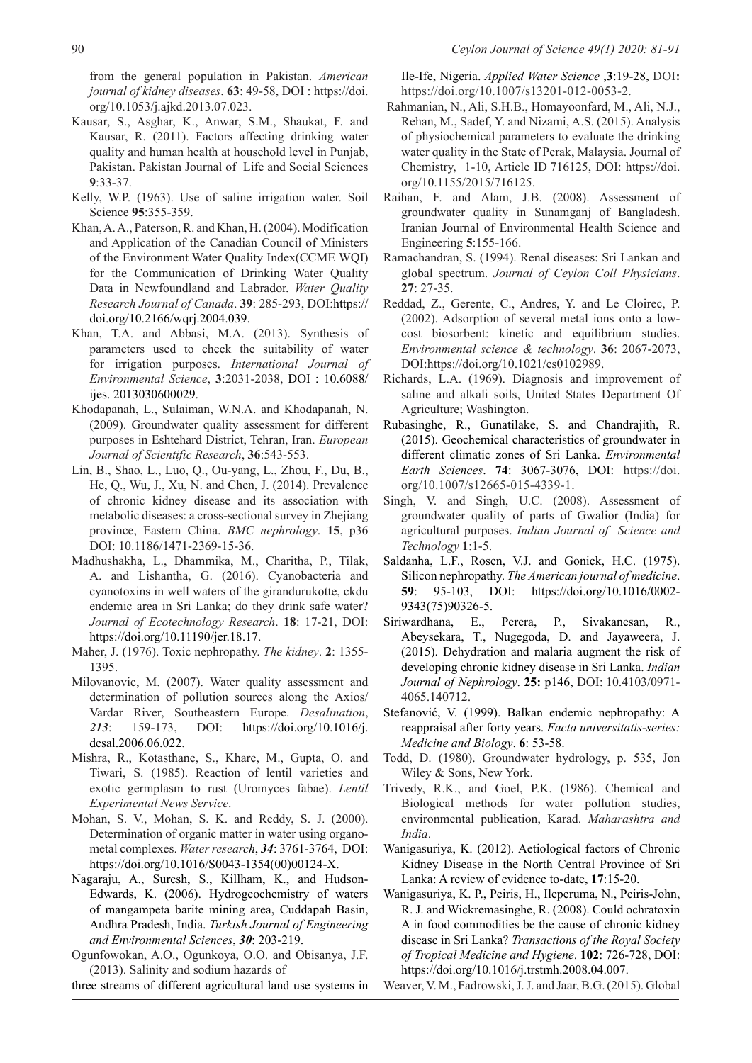from the general population in Pakistan. *American journal of kidney diseases*. **63**: 49-58, DOI : https://doi.org/10.1053/j.ajkd.2013.07.023.

Kausar, S., Asghar, K., Anwar, S.M., Shaukat, F. and Kausar, R. (2011). Factors affecting drinking water quality and human health at household level in Punjab, Pakistan. Pakistan Journal of Life and Social Sciences **9**:33-37.

Kelly, W.P. (1963). Use of saline irrigation water. Soil Science **95**:355-359.

Khan, A. A., Paterson, R. and Khan, H. (2004). Modification and Application of the Canadian Council of Ministers of the Environment Water Quality Index(CCME WQI) for the Communication of Drinking Water Quality Data in Newfoundland and Labrador. *Water Quality Research Journal of Canada*. **39**: 285-293, DOI:https://doi.org/10.2166/wqrj.2004.039.

Khan, T.A. and Abbasi, M.A. (2013). Synthesis of parameters used to check the suitability of water for irrigation purposes. *International Journal of Environmental Science*, **3**:2031-2038, DOI : 10.6088/ijes. 2013030600029.

Khodapanah, L., Sulaiman, W.N.A. and Khodapanah, N. (2009). Groundwater quality assessment for different purposes in Eshtehard District, Tehran, Iran. *European Journal of Scientific Research*, **36**:543-553.

Lin, B., Shao, L., Luo, Q., Ou-yang, L., Zhou, F., Du, B., He, Q., Wu, J., Xu, N. and Chen, J. (2014). Prevalence of chronic kidney disease and its association with metabolic diseases: a cross-sectional survey in Zhejiang province, Eastern China. *BMC nephrology*. **15**, p36 DOI: 10.1186/1471-2369-15-36.

Madhushakha, L., Dhammika, M., Charitha, P., Tilak, A. and Lishantha, G. (2016). Cyanobacteria and cyanotoxins in well waters of the girandurukotte, ckdu endemic area in Sri Lanka; do they drink safe water? *Journal of Ecotechnology Research*. **18**: 17-21, DOI: https://doi.org/10.11190/jer.18.17.

Maher, J. (1976). Toxic nephropathy. *The kidney*. **2**: 1355-1395.

Milovanovic, M. (2007). Water quality assessment and determination of pollution sources along the Axios/Vardar River, Southeastern Europe. *Desalination*, ***213***: 159-173, DOI: https://doi.org/10.1016/j.desal.2006.06.022.

Mishra, R., Kotasthane, S., Khare, M., Gupta, O. and Tiwari, S. (1985). Reaction of lentil varieties and exotic germplasm to rust (Uromyces fabae). *Lentil Experimental News Service*.

Mohan, S. V., Mohan, S. K. and Reddy, S. J. (2000). Determination of organic matter in water using organo-metal complexes. *Water research*, ***34***: 3761-3764, DOI: https://doi.org/10.1016/S0043-1354(00)00124-X.

Nagaraju, A., Suresh, S., Killham, K., and Hudson-Edwards, K. (2006). Hydrogeochemistry of waters of mangampeta barite mining area, Cuddapah Basin, Andhra Pradesh, India. *Turkish Journal of Engineering and Environmental Sciences*, ***30***: 203-219.

Ogunfowokan, A.O., Ogunkoya, O.O. and Obisanya, J.F. (2013). Salinity and sodium hazards of three streams of different agricultural land use systems in Ile-Ife, Nigeria. *Applied Water Science* ,**3**:19-28, DOI**:** https://doi.org/10.1007/s13201-012-0053-2.

Rahmanian, N., Ali, S.H.B., Homayoonfard, M., Ali, N.J., Rehan, M., Sadef, Y. and Nizami, A.S. (2015). Analysis of physiochemical parameters to evaluate the drinking water quality in the State of Perak, Malaysia. Journal of Chemistry, 1-10, Article ID 716125, DOI: https://doi.org/10.1155/2015/716125.

Raihan, F. and Alam, J.B. (2008). Assessment of groundwater quality in Sunamganj of Bangladesh. Iranian Journal of Environmental Health Science and Engineering **5**:155-166.

Ramachandran, S. (1994). Renal diseases: Sri Lankan and global spectrum. *Journal of Ceylon Coll Physicians*. **27**: 27-35.

Reddad, Z., Gerente, C., Andres, Y. and Le Cloirec, P. (2002). Adsorption of several metal ions onto a low-cost biosorbent: kinetic and equilibrium studies. *Environmental science & technology*. **36**: 2067-2073, DOI:https://doi.org/10.1021/es0102989.

Richards, L.A. (1969). Diagnosis and improvement of saline and alkali soils, United States Department Of Agriculture; Washington.

Rubasinghe, R., Gunatilake, S. and Chandrajith, R. (2015). Geochemical characteristics of groundwater in different climatic zones of Sri Lanka. *Environmental Earth Sciences*. **74**: 3067-3076, DOI: https://doi.org/10.1007/s12665-015-4339-1.

Singh, V. and Singh, U.C. (2008). Assessment of groundwater quality of parts of Gwalior (India) for agricultural purposes. *Indian Journal of Science and Technology* **1**:1-5.

Saldanha, L.F., Rosen, V.J. and Gonick, H.C. (1975). Silicon nephropathy. *The American journal of medicine*. **59**: 95-103, DOI: https://doi.org/10.1016/0002-9343(75)90326-5.

Siriwardhana, E., Perera, P., Sivakanesan, R., Abeysekara, T., Nugegoda, D. and Jayaweera, J. (2015). Dehydration and malaria augment the risk of developing chronic kidney disease in Sri Lanka. *Indian Journal of Nephrology*. **25:** p146, DOI: 10.4103/0971-4065.140712.

Stefanović, V. (1999). Balkan endemic nephropathy: A reappraisal after forty years. *Facta universitatis-series: Medicine and Biology*. **6**: 53-58.

Todd, D. (1980). Groundwater hydrology, p. 535, Jon Wiley & Sons, New York.

Trivedy, R.K., and Goel, P.K. (1986). Chemical and Biological methods for water pollution studies, environmental publication, Karad. *Maharashtra and India*.

Wanigasuriya, K. (2012). Aetiological factors of Chronic Kidney Disease in the North Central Province of Sri Lanka: A review of evidence to-date, **17**:15-20.

Wanigasuriya, K. P., Peiris, H., Ileperuma, N., Peiris-John, R. J. and Wickremasinghe, R. (2008). Could ochratoxin A in food commodities be the cause of chronic kidney disease in Sri Lanka? *Transactions of the Royal Society of Tropical Medicine and Hygiene*. **102**: 726-728, DOI: https://doi.org/10.1016/j.trstmh.2008.04.007.

Weaver, V. M., Fadrowski, J. J. and Jaar, B.G. (2015). Global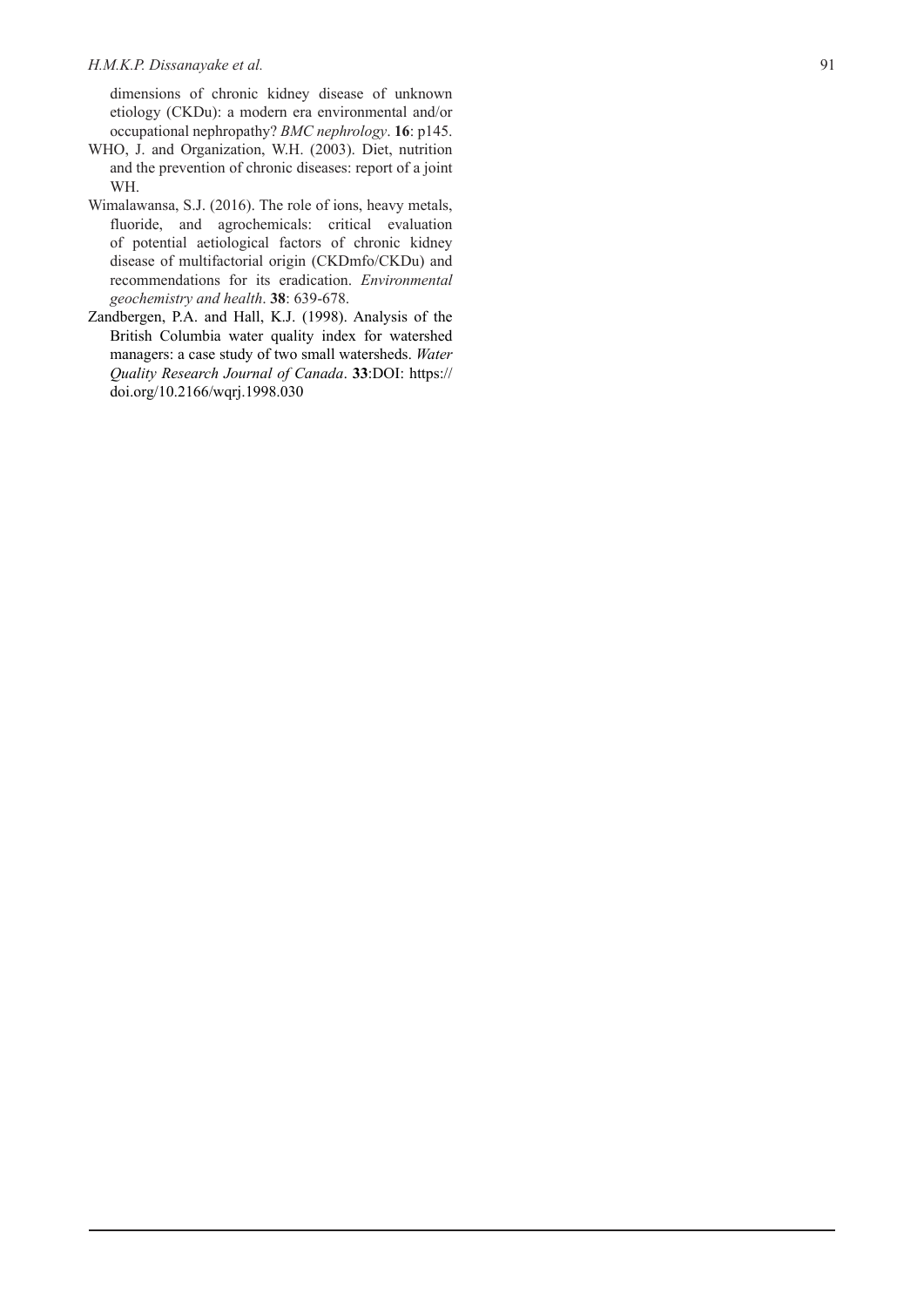dimensions of chronic kidney disease of unknown etiology (CKDu): a modern era environmental and/or occupational nephropathy? *BMC nephrology*. **16**: p145.

WHO, J. and Organization, W.H. (2003). Diet, nutrition and the prevention of chronic diseases: report of a joint WH.

Wimalawansa, S.J. (2016). The role of ions, heavy metals, fluoride, and agrochemicals: critical evaluation of potential aetiological factors of chronic kidney disease of multifactorial origin (CKDmfo/CKDu) and recommendations for its eradication. *Environmental geochemistry and health*. **38**: 639-678.

Zandbergen, P.A. and Hall, K.J. (1998). Analysis of the British Columbia water quality index for watershed managers: a case study of two small watersheds. *Water Quality Research Journal of Canada*. **33**:DOI: https://doi.org/10.2166/wqrj.1998.030